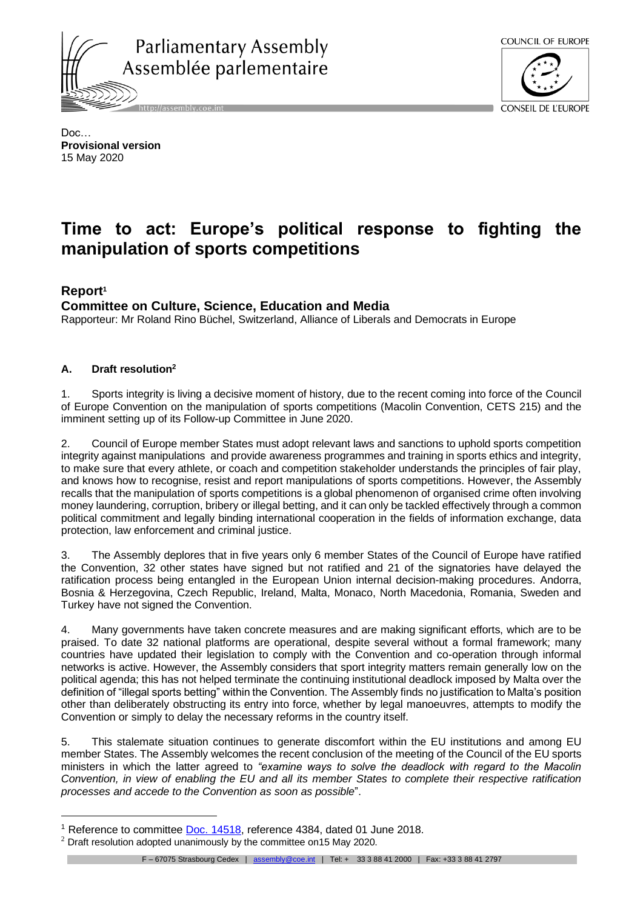Parliamentary Assembly
Assemblée parlementaire

COUNCIL OF EUROPE
CONSEIL DE L'EUROPE

Doc…
**Provisional version**
15 May 2020

# Time to act: Europe's political response to fighting the manipulation of sports competitions

## Report[1]

### Committee on Culture, Science, Education and Media

Rapporteur: Mr Roland Rino Büchel, Switzerland, Alliance of Liberals and Democrats in Europe

#### A. Draft resolution[2]

1. Sports integrity is living a decisive moment of history, due to the recent coming into force of the Council of Europe Convention on the manipulation of sports competitions (Macolin Convention, CETS 215) and the imminent setting up of its Follow-up Committee in June 2020.

2. Council of Europe member States must adopt relevant laws and sanctions to uphold sports competition integrity against manipulations and provide awareness programmes and training in sports ethics and integrity, to make sure that every athlete, or coach and competition stakeholder understands the principles of fair play, and knows how to recognise, resist and report manipulations of sports competitions. However, the Assembly recalls that the manipulation of sports competitions is a global phenomenon of organised crime often involving money laundering, corruption, bribery or illegal betting, and it can only be tackled effectively through a common political commitment and legally binding international cooperation in the fields of information exchange, data protection, law enforcement and criminal justice.

3. The Assembly deplores that in five years only 6 member States of the Council of Europe have ratified the Convention, 32 other states have signed but not ratified and 21 of the signatories have delayed the ratification process being entangled in the European Union internal decision-making procedures. Andorra, Bosnia & Herzegovina, Czech Republic, Ireland, Malta, Monaco, North Macedonia, Romania, Sweden and Turkey have not signed the Convention.

4. Many governments have taken concrete measures and are making significant efforts, which are to be praised. To date 32 national platforms are operational, despite several without a formal framework; many countries have updated their legislation to comply with the Convention and co-operation through informal networks is active. However, the Assembly considers that sport integrity matters remain generally low on the political agenda; this has not helped terminate the continuing institutional deadlock imposed by Malta over the definition of "illegal sports betting" within the Convention. The Assembly finds no justification to Malta's position other than deliberately obstructing its entry into force, whether by legal manoeuvres, attempts to modify the Convention or simply to delay the necessary reforms in the country itself.

5. This stalemate situation continues to generate discomfort within the EU institutions and among EU member States. The Assembly welcomes the recent conclusion of the meeting of the Council of the EU sports ministers in which the latter agreed to *"examine ways to solve the deadlock with regard to the Macolin Convention, in view of enabling the EU and all its member States to complete their respective ratification processes and accede to the Convention as soon as possible*".

---

[1] Reference to committee Doc. 14518, reference 4384, dated 01 June 2018.

[2] Draft resolution adopted unanimously by the committee on15 May 2020.

F – 67075 Strasbourg Cedex | assembly@coe.int | Tel: + 33 3 88 41 2000 | Fax: +33 3 88 41 2797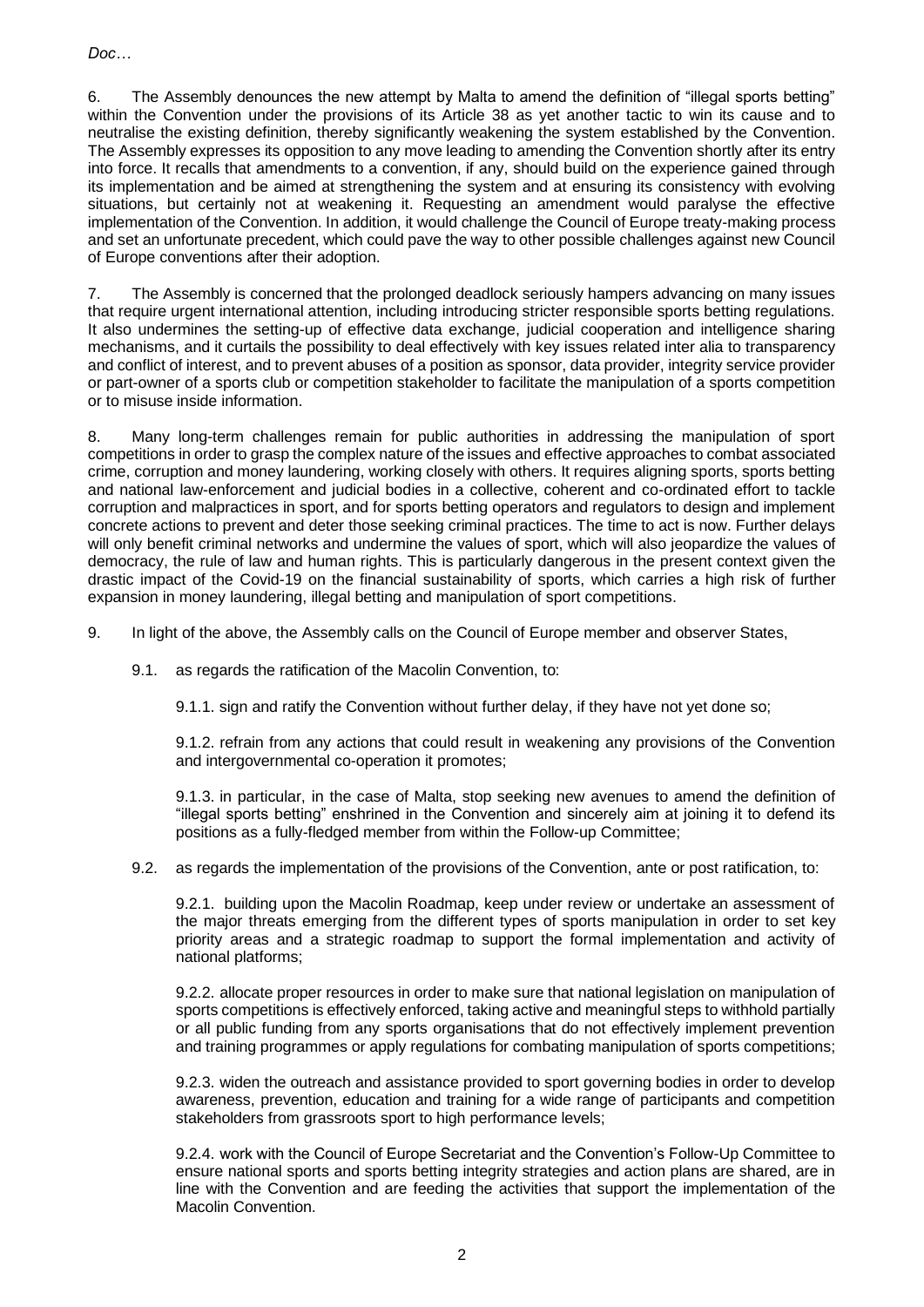6. The Assembly denounces the new attempt by Malta to amend the definition of "illegal sports betting" within the Convention under the provisions of its Article 38 as yet another tactic to win its cause and to neutralise the existing definition, thereby significantly weakening the system established by the Convention. The Assembly expresses its opposition to any move leading to amending the Convention shortly after its entry into force. It recalls that amendments to a convention, if any, should build on the experience gained through its implementation and be aimed at strengthening the system and at ensuring its consistency with evolving situations, but certainly not at weakening it. Requesting an amendment would paralyse the effective implementation of the Convention. In addition, it would challenge the Council of Europe treaty-making process and set an unfortunate precedent, which could pave the way to other possible challenges against new Council of Europe conventions after their adoption.

7. The Assembly is concerned that the prolonged deadlock seriously hampers advancing on many issues that require urgent international attention, including introducing stricter responsible sports betting regulations. It also undermines the setting-up of effective data exchange, judicial cooperation and intelligence sharing mechanisms, and it curtails the possibility to deal effectively with key issues related inter alia to transparency and conflict of interest, and to prevent abuses of a position as sponsor, data provider, integrity service provider or part-owner of a sports club or competition stakeholder to facilitate the manipulation of a sports competition or to misuse inside information.

8. Many long-term challenges remain for public authorities in addressing the manipulation of sport competitions in order to grasp the complex nature of the issues and effective approaches to combat associated crime, corruption and money laundering, working closely with others. It requires aligning sports, sports betting and national law-enforcement and judicial bodies in a collective, coherent and co-ordinated effort to tackle corruption and malpractices in sport, and for sports betting operators and regulators to design and implement concrete actions to prevent and deter those seeking criminal practices. The time to act is now. Further delays will only benefit criminal networks and undermine the values of sport, which will also jeopardize the values of democracy, the rule of law and human rights. This is particularly dangerous in the present context given the drastic impact of the Covid-19 on the financial sustainability of sports, which carries a high risk of further expansion in money laundering, illegal betting and manipulation of sport competitions.

9. In light of the above, the Assembly calls on the Council of Europe member and observer States,

9.1. as regards the ratification of the Macolin Convention, to:

9.1.1. sign and ratify the Convention without further delay, if they have not yet done so;

9.1.2. refrain from any actions that could result in weakening any provisions of the Convention and intergovernmental co-operation it promotes;

9.1.3. in particular, in the case of Malta, stop seeking new avenues to amend the definition of "illegal sports betting" enshrined in the Convention and sincerely aim at joining it to defend its positions as a fully-fledged member from within the Follow-up Committee;

9.2. as regards the implementation of the provisions of the Convention, ante or post ratification, to:

9.2.1. building upon the Macolin Roadmap, keep under review or undertake an assessment of the major threats emerging from the different types of sports manipulation in order to set key priority areas and a strategic roadmap to support the formal implementation and activity of national platforms;

9.2.2. allocate proper resources in order to make sure that national legislation on manipulation of sports competitions is effectively enforced, taking active and meaningful steps to withhold partially or all public funding from any sports organisations that do not effectively implement prevention and training programmes or apply regulations for combating manipulation of sports competitions;

9.2.3. widen the outreach and assistance provided to sport governing bodies in order to develop awareness, prevention, education and training for a wide range of participants and competition stakeholders from grassroots sport to high performance levels;

9.2.4. work with the Council of Europe Secretariat and the Convention's Follow-Up Committee to ensure national sports and sports betting integrity strategies and action plans are shared, are in line with the Convention and are feeding the activities that support the implementation of the Macolin Convention.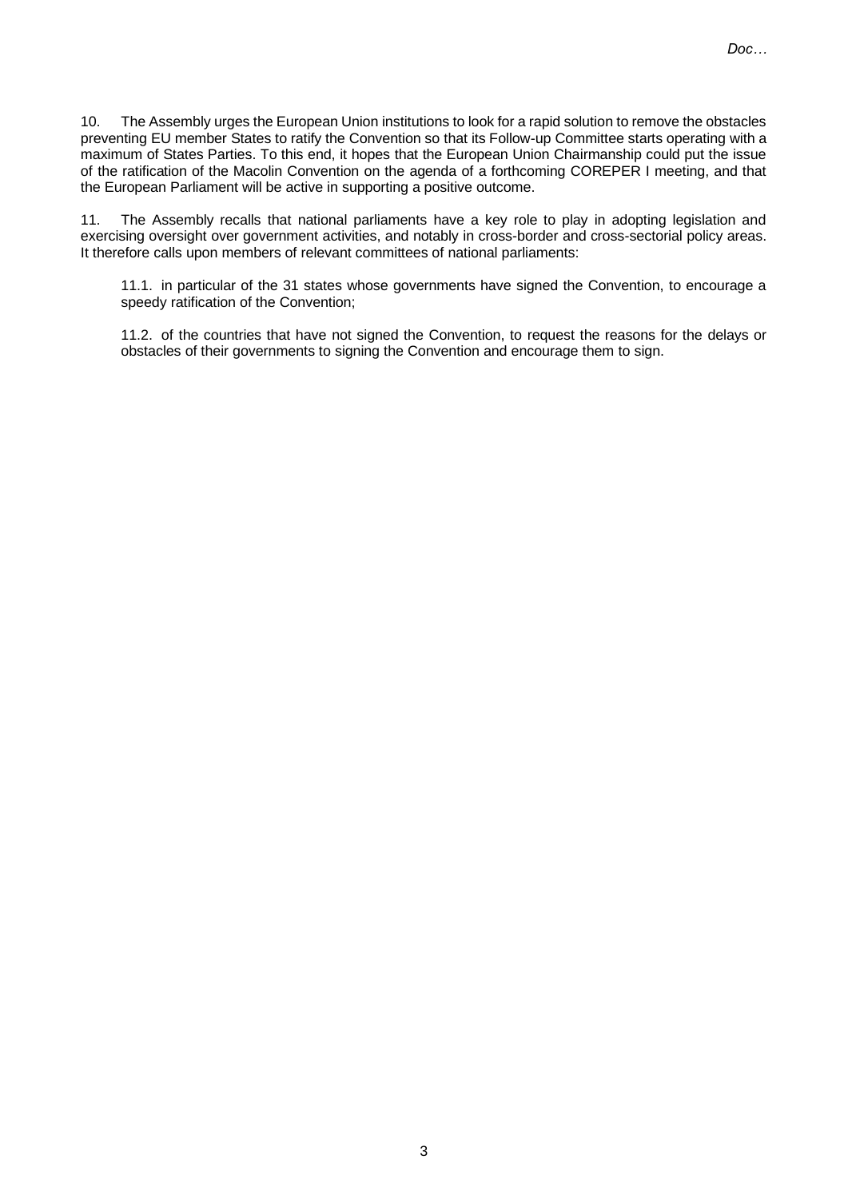10. The Assembly urges the European Union institutions to look for a rapid solution to remove the obstacles preventing EU member States to ratify the Convention so that its Follow-up Committee starts operating with a maximum of States Parties. To this end, it hopes that the European Union Chairmanship could put the issue of the ratification of the Macolin Convention on the agenda of a forthcoming COREPER I meeting, and that the European Parliament will be active in supporting a positive outcome.

11. The Assembly recalls that national parliaments have a key role to play in adopting legislation and exercising oversight over government activities, and notably in cross-border and cross-sectorial policy areas. It therefore calls upon members of relevant committees of national parliaments:

11.1. in particular of the 31 states whose governments have signed the Convention, to encourage a speedy ratification of the Convention;

11.2. of the countries that have not signed the Convention, to request the reasons for the delays or obstacles of their governments to signing the Convention and encourage them to sign.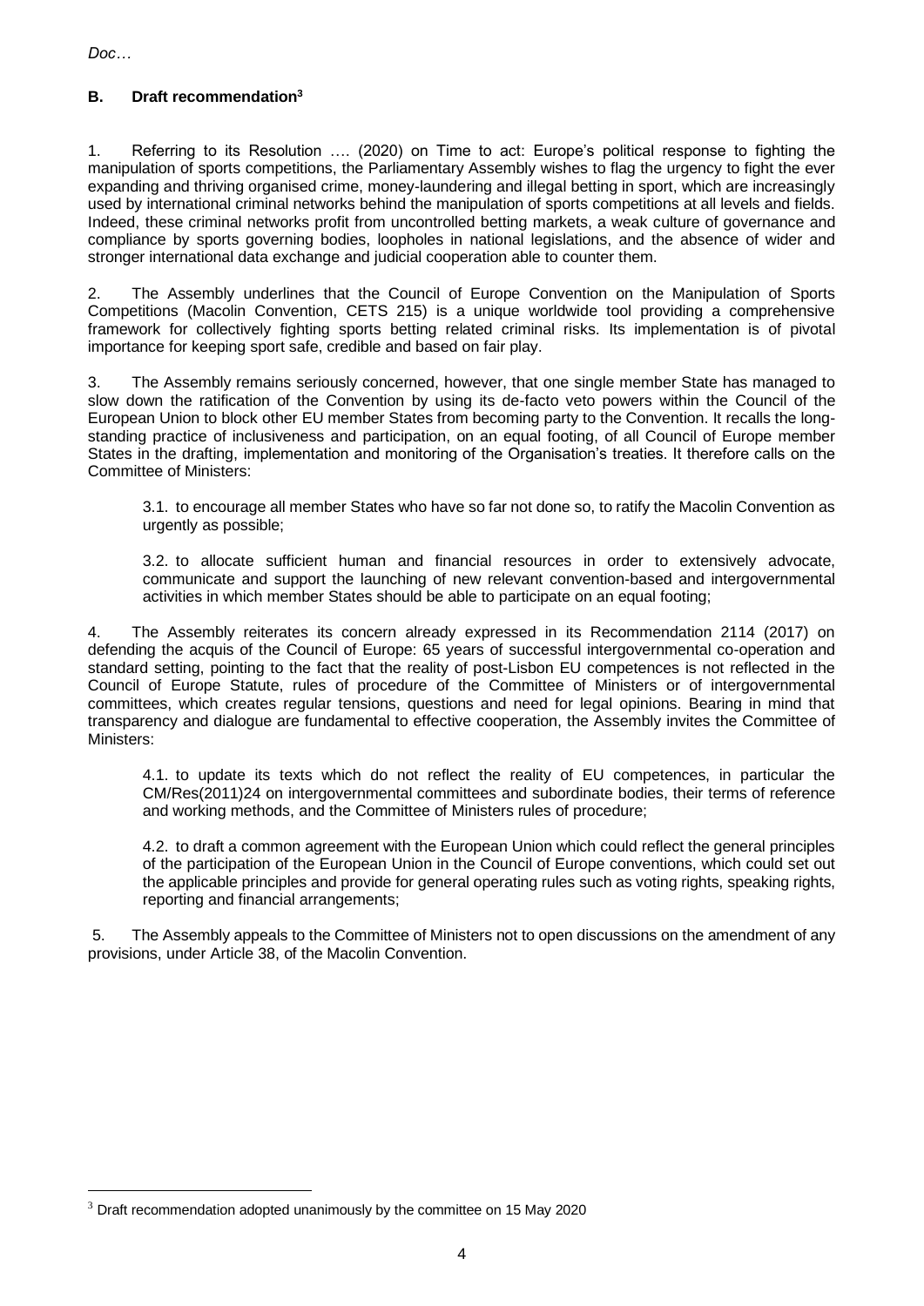*Doc…*

## B. Draft recommendation[3]

1. Referring to its Resolution …. (2020) on Time to act: Europe's political response to fighting the manipulation of sports competitions, the Parliamentary Assembly wishes to flag the urgency to fight the ever expanding and thriving organised crime, money-laundering and illegal betting in sport, which are increasingly used by international criminal networks behind the manipulation of sports competitions at all levels and fields. Indeed, these criminal networks profit from uncontrolled betting markets, a weak culture of governance and compliance by sports governing bodies, loopholes in national legislations, and the absence of wider and stronger international data exchange and judicial cooperation able to counter them.

2. The Assembly underlines that the Council of Europe Convention on the Manipulation of Sports Competitions (Macolin Convention, CETS 215) is a unique worldwide tool providing a comprehensive framework for collectively fighting sports betting related criminal risks. Its implementation is of pivotal importance for keeping sport safe, credible and based on fair play.

3. The Assembly remains seriously concerned, however, that one single member State has managed to slow down the ratification of the Convention by using its de-facto veto powers within the Council of the European Union to block other EU member States from becoming party to the Convention. It recalls the long-standing practice of inclusiveness and participation, on an equal footing, of all Council of Europe member States in the drafting, implementation and monitoring of the Organisation's treaties. It therefore calls on the Committee of Ministers:

   3.1. to encourage all member States who have so far not done so, to ratify the Macolin Convention as urgently as possible;

   3.2. to allocate sufficient human and financial resources in order to extensively advocate, communicate and support the launching of new relevant convention-based and intergovernmental activities in which member States should be able to participate on an equal footing;

4. The Assembly reiterates its concern already expressed in its Recommendation 2114 (2017) on defending the acquis of the Council of Europe: 65 years of successful intergovernmental co-operation and standard setting, pointing to the fact that the reality of post-Lisbon EU competences is not reflected in the Council of Europe Statute, rules of procedure of the Committee of Ministers or of intergovernmental committees, which creates regular tensions, questions and need for legal opinions. Bearing in mind that transparency and dialogue are fundamental to effective cooperation, the Assembly invites the Committee of Ministers:

   4.1. to update its texts which do not reflect the reality of EU competences, in particular the CM/Res(2011)24 on intergovernmental committees and subordinate bodies, their terms of reference and working methods, and the Committee of Ministers rules of procedure;

   4.2. to draft a common agreement with the European Union which could reflect the general principles of the participation of the European Union in the Council of Europe conventions, which could set out the applicable principles and provide for general operating rules such as voting rights, speaking rights, reporting and financial arrangements;

5. The Assembly appeals to the Committee of Ministers not to open discussions on the amendment of any provisions, under Article 38, of the Macolin Convention.

[3] Draft recommendation adopted unanimously by the committee on 15 May 2020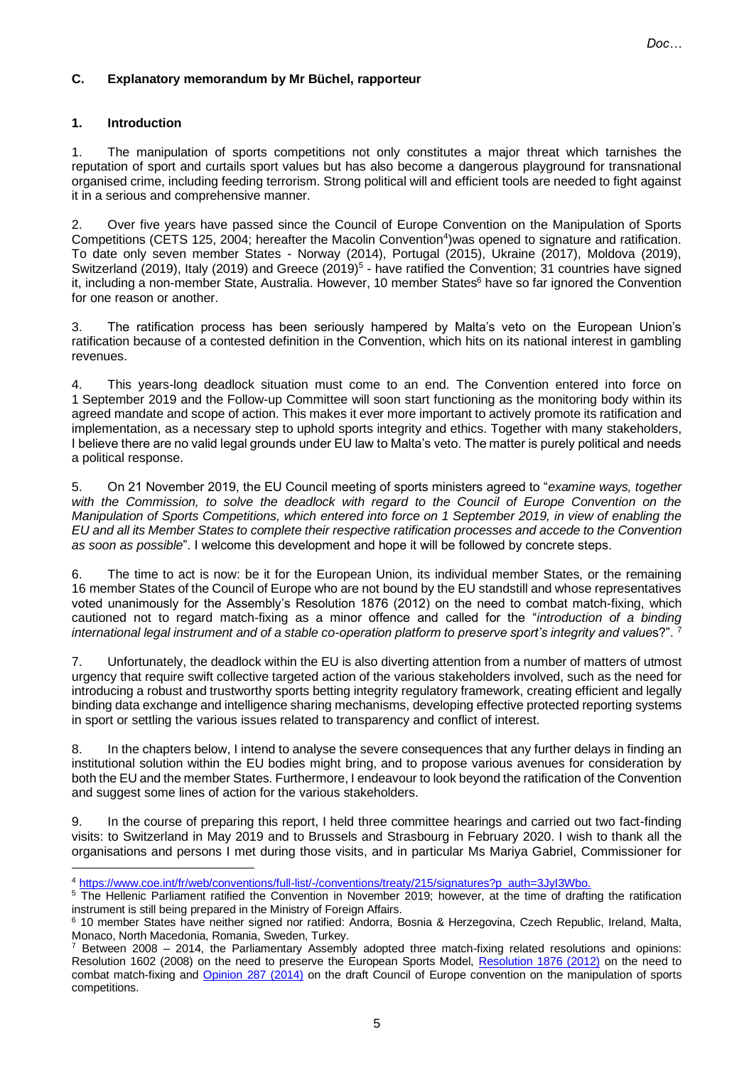## C. Explanatory memorandum by Mr Büchel, rapporteur

### 1. Introduction

1. The manipulation of sports competitions not only constitutes a major threat which tarnishes the reputation of sport and curtails sport values but has also become a dangerous playground for transnational organised crime, including feeding terrorism. Strong political will and efficient tools are needed to fight against it in a serious and comprehensive manner.

2. Over five years have passed since the Council of Europe Convention on the Manipulation of Sports Competitions (CETS 125, 2004; hereafter the Macolin Convention[4])was opened to signature and ratification. To date only seven member States - Norway (2014), Portugal (2015), Ukraine (2017), Moldova (2019), Switzerland (2019), Italy (2019) and Greece (2019)[5] - have ratified the Convention; 31 countries have signed it, including a non-member State, Australia. However, 10 member States[6] have so far ignored the Convention for one reason or another.

3. The ratification process has been seriously hampered by Malta's veto on the European Union's ratification because of a contested definition in the Convention, which hits on its national interest in gambling revenues.

4. This years-long deadlock situation must come to an end. The Convention entered into force on 1 September 2019 and the Follow-up Committee will soon start functioning as the monitoring body within its agreed mandate and scope of action. This makes it ever more important to actively promote its ratification and implementation, as a necessary step to uphold sports integrity and ethics. Together with many stakeholders, I believe there are no valid legal grounds under EU law to Malta's veto. The matter is purely political and needs a political response.

5. On 21 November 2019, the EU Council meeting of sports ministers agreed to "*examine ways, together with the Commission, to solve the deadlock with regard to the Council of Europe Convention on the Manipulation of Sports Competitions, which entered into force on 1 September 2019, in view of enabling the EU and all its Member States to complete their respective ratification processes and accede to the Convention as soon as possible*". I welcome this development and hope it will be followed by concrete steps.

6. The time to act is now: be it for the European Union, its individual member States, or the remaining 16 member States of the Council of Europe who are not bound by the EU standstill and whose representatives voted unanimously for the Assembly's Resolution 1876 (2012) on the need to combat match-fixing, which cautioned not to regard match-fixing as a minor offence and called for the "*introduction of a binding international legal instrument and of a stable co-operation platform to preserve sport's integrity and value*s?". [7]

7. Unfortunately, the deadlock within the EU is also diverting attention from a number of matters of utmost urgency that require swift collective targeted action of the various stakeholders involved, such as the need for introducing a robust and trustworthy sports betting integrity regulatory framework, creating efficient and legally binding data exchange and intelligence sharing mechanisms, developing effective protected reporting systems in sport or settling the various issues related to transparency and conflict of interest.

8. In the chapters below, I intend to analyse the severe consequences that any further delays in finding an institutional solution within the EU bodies might bring, and to propose various avenues for consideration by both the EU and the member States. Furthermore, I endeavour to look beyond the ratification of the Convention and suggest some lines of action for the various stakeholders.

9. In the course of preparing this report, I held three committee hearings and carried out two fact-finding visits: to Switzerland in May 2019 and to Brussels and Strasbourg in February 2020. I wish to thank all the organisations and persons I met during those visits, and in particular Ms Mariya Gabriel, Commissioner for

---

[4] https://www.coe.int/fr/web/conventions/full-list/-/conventions/treaty/215/signatures?p_auth=3JyI3Wbo.

[5] The Hellenic Parliament ratified the Convention in November 2019; however, at the time of drafting the ratification instrument is still being prepared in the Ministry of Foreign Affairs.

[6] 10 member States have neither signed nor ratified: Andorra, Bosnia & Herzegovina, Czech Republic, Ireland, Malta, Monaco, North Macedonia, Romania, Sweden, Turkey.

[7] Between 2008 – 2014, the Parliamentary Assembly adopted three match-fixing related resolutions and opinions: Resolution 1602 (2008) on the need to preserve the European Sports Model, Resolution 1876 (2012) on the need to combat match-fixing and Opinion 287 (2014) on the draft Council of Europe convention on the manipulation of sports competitions.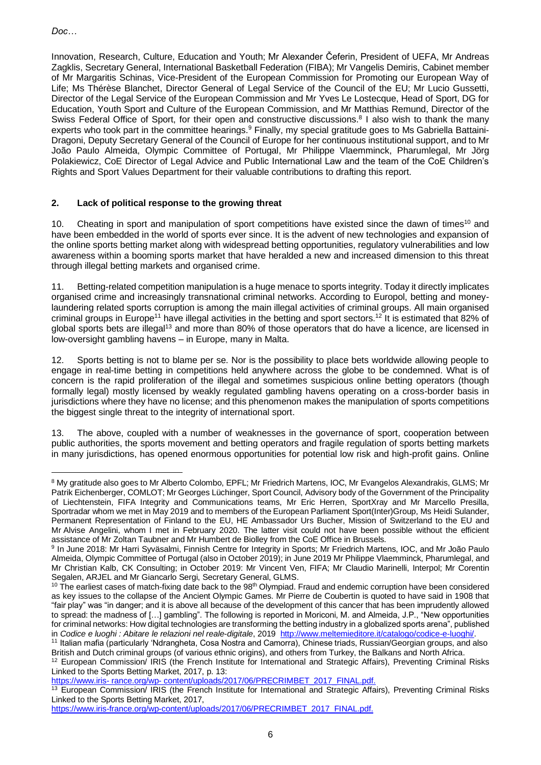Innovation, Research, Culture, Education and Youth; Mr Alexander Čeferin, President of UEFA, Mr Andreas Zagklis, Secretary General, International Basketball Federation (FIBA); Mr Vangelis Demiris, Cabinet member of Mr Margaritis Schinas, Vice-President of the European Commission for Promoting our European Way of Life; Ms Thérèse Blanchet, Director General of Legal Service of the Council of the EU; Mr Lucio Gussetti, Director of the Legal Service of the European Commission and Mr Yves Le Lostecque, Head of Sport, DG for Education, Youth Sport and Culture of the European Commission, and Mr Matthias Remund, Director of the Swiss Federal Office of Sport, for their open and constructive discussions.[8] I also wish to thank the many experts who took part in the committee hearings.[9] Finally, my special gratitude goes to Ms Gabriella Battaini-Dragoni, Deputy Secretary General of the Council of Europe for her continuous institutional support, and to Mr João Paulo Almeida, Olympic Committee of Portugal, Mr Philippe Vlaemminck, Pharumlegal, Mr Jörg Polakiewicz, CoE Director of Legal Advice and Public International Law and the team of the CoE Children's Rights and Sport Values Department for their valuable contributions to drafting this report.

## 2. Lack of political response to the growing threat

10. Cheating in sport and manipulation of sport competitions have existed since the dawn of times[10] and have been embedded in the world of sports ever since. It is the advent of new technologies and expansion of the online sports betting market along with widespread betting opportunities, regulatory vulnerabilities and low awareness within a booming sports market that have heralded a new and increased dimension to this threat through illegal betting markets and organised crime.

11. Betting-related competition manipulation is a huge menace to sports integrity. Today it directly implicates organised crime and increasingly transnational criminal networks. According to Europol, betting and money-laundering related sports corruption is among the main illegal activities of criminal groups. All main organised criminal groups in Europe[11] have illegal activities in the betting and sport sectors.[12] It is estimated that 82% of global sports bets are illegal[13] and more than 80% of those operators that do have a licence, are licensed in low-oversight gambling havens – in Europe, many in Malta.

12. Sports betting is not to blame per se. Nor is the possibility to place bets worldwide allowing people to engage in real-time betting in competitions held anywhere across the globe to be condemned. What is of concern is the rapid proliferation of the illegal and sometimes suspicious online betting operators (though formally legal) mostly licensed by weakly regulated gambling havens operating on a cross-border basis in jurisdictions where they have no license; and this phenomenon makes the manipulation of sports competitions the biggest single threat to the integrity of international sport.

13. The above, coupled with a number of weaknesses in the governance of sport, cooperation between public authorities, the sports movement and betting operators and fragile regulation of sports betting markets in many jurisdictions, has opened enormous opportunities for potential low risk and high-profit gains. Online

---

[8] My gratitude also goes to Mr Alberto Colombo, EPFL; Mr Friedrich Martens, IOC, Mr Evangelos Alexandrakis, GLMS; Mr Patrik Eichenberger, COMLOT; Mr Georges Lüchinger, Sport Council, Advisory body of the Government of the Principality of Liechtenstein, FIFA Integrity and Communications teams, Mr Eric Herren, SportXray and Mr Marcello Presilla, Sportradar whom we met in May 2019 and to members of the European Parliament Sport(Inter)Group, Ms Heidi Sulander, Permanent Representation of Finland to the EU, HE Ambassador Urs Bucher, Mission of Switzerland to the EU and Mr Alvise Angelini, whom I met in February 2020. The latter visit could not have been possible without the efficient assistance of Mr Zoltan Taubner and Mr Humbert de Biolley from the CoE Office in Brussels.

[9] In June 2018: Mr Harri Syväsalmi, Finnish Centre for Integrity in Sports; Mr Friedrich Martens, IOC, and Mr João Paulo Almeida, Olympic Committee of Portugal (also in October 2019); in June 2019 Mr Philippe Vlaemminck, Pharumlegal, and Mr Christian Kalb, CK Consulting; in October 2019: Mr Vincent Ven, FIFA; Mr Claudio Marinelli, Interpol; Mr Corentin Segalen, ARJEL and Mr Giancarlo Sergi, Secretary General, GLMS.

[10] The earliest cases of match-fixing date back to the 98th Olympiad. Fraud and endemic corruption have been considered as key issues to the collapse of the Ancient Olympic Games. Mr Pierre de Coubertin is quoted to have said in 1908 that "fair play" was "in danger; and it is above all because of the development of this cancer that has been imprudently allowed to spread: the madness of […] gambling". The following is reported in Moriconi, M. and Almeida, J.P., "New opportunities for criminal networks: How digital technologies are transforming the betting industry in a globalized sports arena", published in *Codice e luoghi : Abitare le relazioni nel reale-digitale*, 2019 http://www.meltemieditore.it/catalogo/codice-e-luoghi/.

[11] Italian mafia (particularly 'Ndrangheta, Cosa Nostra and Camorra), Chinese triads, Russian/Georgian groups, and also British and Dutch criminal groups (of various ethnic origins), and others from Turkey, the Balkans and North Africa.

[12] European Commission/ IRIS (the French Institute for International and Strategic Affairs), Preventing Criminal Risks Linked to the Sports Betting Market, 2017, p. 13: https://www.iris- rance.org/wp- content/uploads/2017/06/PRECRIMBET_2017_FINAL.pdf.

[13] European Commission/ IRIS (the French Institute for International and Strategic Affairs), Preventing Criminal Risks Linked to the Sports Betting Market, 2017, https://www.iris-france.org/wp-content/uploads/2017/06/PRECRIMBET_2017_FINAL.pdf.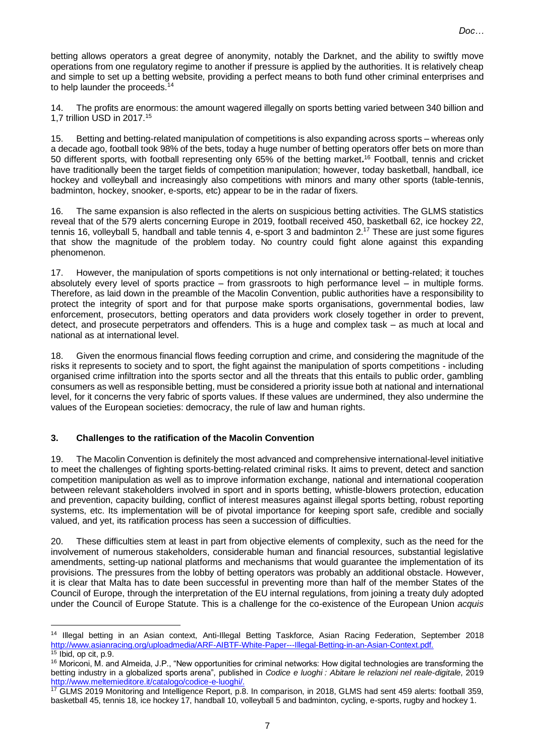betting allows operators a great degree of anonymity, notably the Darknet, and the ability to swiftly move operations from one regulatory regime to another if pressure is applied by the authorities. It is relatively cheap and simple to set up a betting website, providing a perfect means to both fund other criminal enterprises and to help launder the proceeds.[14]

14. The profits are enormous: the amount wagered illegally on sports betting varied between 340 billion and 1,7 trillion USD in 2017.[15]

15. Betting and betting-related manipulation of competitions is also expanding across sports – whereas only a decade ago, football took 98% of the bets, today a huge number of betting operators offer bets on more than 50 different sports, with football representing only 65% of the betting market**.**[16] Football, tennis and cricket have traditionally been the target fields of competition manipulation; however, today basketball, handball, ice hockey and volleyball and increasingly also competitions with minors and many other sports (table-tennis, badminton, hockey, snooker, e-sports, etc) appear to be in the radar of fixers.

16. The same expansion is also reflected in the alerts on suspicious betting activities. The GLMS statistics reveal that of the 579 alerts concerning Europe in 2019, football received 450, basketball 62, ice hockey 22, tennis 16, volleyball 5, handball and table tennis 4, e-sport 3 and badminton 2.[17] These are just some figures that show the magnitude of the problem today. No country could fight alone against this expanding phenomenon.

17. However, the manipulation of sports competitions is not only international or betting-related; it touches absolutely every level of sports practice – from grassroots to high performance level – in multiple forms. Therefore, as laid down in the preamble of the Macolin Convention, public authorities have a responsibility to protect the integrity of sport and for that purpose make sports organisations, governmental bodies, law enforcement, prosecutors, betting operators and data providers work closely together in order to prevent, detect, and prosecute perpetrators and offenders. This is a huge and complex task – as much at local and national as at international level.

18. Given the enormous financial flows feeding corruption and crime, and considering the magnitude of the risks it represents to society and to sport, the fight against the manipulation of sports competitions - including organised crime infiltration into the sports sector and all the threats that this entails to public order, gambling consumers as well as responsible betting, must be considered a priority issue both at national and international level, for it concerns the very fabric of sports values. If these values are undermined, they also undermine the values of the European societies: democracy, the rule of law and human rights.

### 3. Challenges to the ratification of the Macolin Convention

19. The Macolin Convention is definitely the most advanced and comprehensive international-level initiative to meet the challenges of fighting sports-betting-related criminal risks. It aims to prevent, detect and sanction competition manipulation as well as to improve information exchange, national and international cooperation between relevant stakeholders involved in sport and in sports betting, whistle-blowers protection, education and prevention, capacity building, conflict of interest measures against illegal sports betting, robust reporting systems, etc. Its implementation will be of pivotal importance for keeping sport safe, credible and socially valued, and yet, its ratification process has seen a succession of difficulties.

20. These difficulties stem at least in part from objective elements of complexity, such as the need for the involvement of numerous stakeholders, considerable human and financial resources, substantial legislative amendments, setting-up national platforms and mechanisms that would guarantee the implementation of its provisions. The pressures from the lobby of betting operators was probably an additional obstacle. However, it is clear that Malta has to date been successful in preventing more than half of the member States of the Council of Europe, through the interpretation of the EU internal regulations, from joining a treaty duly adopted under the Council of Europe Statute. This is a challenge for the co-existence of the European Union *acquis*

---

[14] Illegal betting in an Asian context, Anti-Illegal Betting Taskforce, Asian Racing Federation, September 2018 http://www.asianracing.org/uploadmedia/ARF-AIBTF-White-Paper---Illegal-Betting-in-an-Asian-Context.pdf.

[15] Ibid, op cit, p.9.

[16] Moriconi, M. and Almeida, J.P., "New opportunities for criminal networks: How digital technologies are transforming the betting industry in a globalized sports arena", published in *Codice e luoghi : Abitare le relazioni nel reale-digitale*, 2019 http://www.meltemieditore.it/catalogo/codice-e-luoghi/.

[17] GLMS 2019 Monitoring and Intelligence Report, p.8. In comparison, in 2018, GLMS had sent 459 alerts: football 359, basketball 45, tennis 18, ice hockey 17, handball 10, volleyball 5 and badminton, cycling, e-sports, rugby and hockey 1.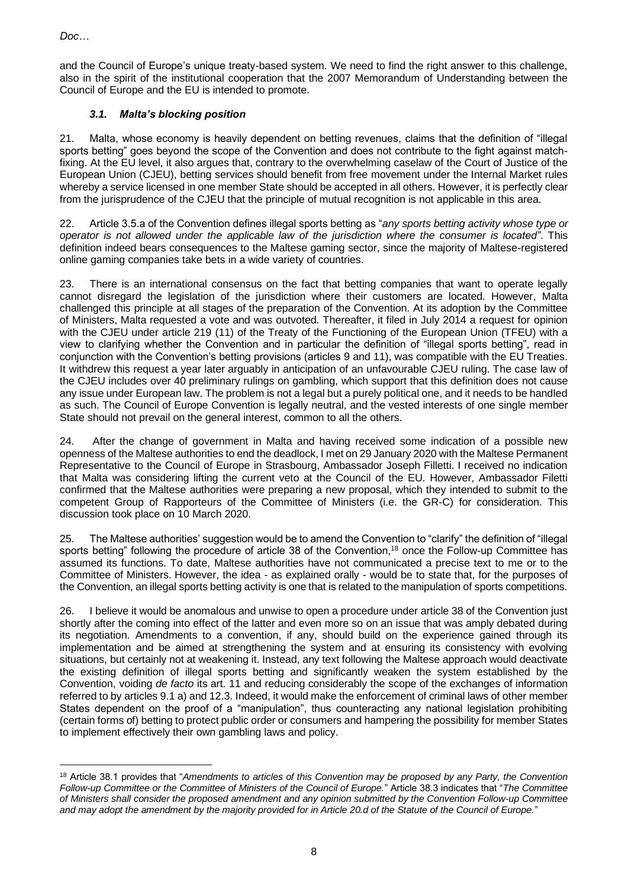and the Council of Europe's unique treaty-based system. We need to find the right answer to this challenge, also in the spirit of the institutional cooperation that the 2007 Memorandum of Understanding between the Council of Europe and the EU is intended to promote.

### *3.1. Malta's blocking position*

21. Malta, whose economy is heavily dependent on betting revenues, claims that the definition of "illegal sports betting" goes beyond the scope of the Convention and does not contribute to the fight against match-fixing. At the EU level, it also argues that, contrary to the overwhelming caselaw of the Court of Justice of the European Union (CJEU), betting services should benefit from free movement under the Internal Market rules whereby a service licensed in one member State should be accepted in all others. However, it is perfectly clear from the jurisprudence of the CJEU that the principle of mutual recognition is not applicable in this area.

22. Article 3.5.a of the Convention defines illegal sports betting as "*any sports betting activity whose type or operator is not allowed under the applicable law of the jurisdiction where the consumer is located"*. This definition indeed bears consequences to the Maltese gaming sector, since the majority of Maltese-registered online gaming companies take bets in a wide variety of countries.

23. There is an international consensus on the fact that betting companies that want to operate legally cannot disregard the legislation of the jurisdiction where their customers are located. However, Malta challenged this principle at all stages of the preparation of the Convention. At its adoption by the Committee of Ministers, Malta requested a vote and was outvoted. Thereafter, it filed in July 2014 a request for opinion with the CJEU under article 219 (11) of the Treaty of the Functioning of the European Union (TFEU) with a view to clarifying whether the Convention and in particular the definition of "illegal sports betting", read in conjunction with the Convention's betting provisions (articles 9 and 11), was compatible with the EU Treaties. It withdrew this request a year later arguably in anticipation of an unfavourable CJEU ruling. The case law of the CJEU includes over 40 preliminary rulings on gambling, which support that this definition does not cause any issue under European law. The problem is not a legal but a purely political one, and it needs to be handled as such. The Council of Europe Convention is legally neutral, and the vested interests of one single member State should not prevail on the general interest, common to all the others.

24. After the change of government in Malta and having received some indication of a possible new openness of the Maltese authorities to end the deadlock, I met on 29 January 2020 with the Maltese Permanent Representative to the Council of Europe in Strasbourg, Ambassador Joseph Filletti. I received no indication that Malta was considering lifting the current veto at the Council of the EU. However, Ambassador Filetti confirmed that the Maltese authorities were preparing a new proposal, which they intended to submit to the competent Group of Rapporteurs of the Committee of Ministers (i.e. the GR-C) for consideration. This discussion took place on 10 March 2020.

25. The Maltese authorities' suggestion would be to amend the Convention to "clarify" the definition of "illegal sports betting" following the procedure of article 38 of the Convention,[18] once the Follow-up Committee has assumed its functions. To date, Maltese authorities have not communicated a precise text to me or to the Committee of Ministers. However, the idea - as explained orally - would be to state that, for the purposes of the Convention, an illegal sports betting activity is one that is related to the manipulation of sports competitions.

26. I believe it would be anomalous and unwise to open a procedure under article 38 of the Convention just shortly after the coming into effect of the latter and even more so on an issue that was amply debated during its negotiation. Amendments to a convention, if any, should build on the experience gained through its implementation and be aimed at strengthening the system and at ensuring its consistency with evolving situations, but certainly not at weakening it. Instead, any text following the Maltese approach would deactivate the existing definition of illegal sports betting and significantly weaken the system established by the Convention, voiding *de facto* its art. 11 and reducing considerably the scope of the exchanges of information referred to by articles 9.1 a) and 12.3. Indeed, it would make the enforcement of criminal laws of other member States dependent on the proof of a "manipulation", thus counteracting any national legislation prohibiting (certain forms of) betting to protect public order or consumers and hampering the possibility for member States to implement effectively their own gambling laws and policy.

---

[18] Article 38.1 provides that "*Amendments to articles of this Convention may be proposed by any Party, the Convention Follow-up Committee or the Committee of Ministers of the Council of Europe.*" Article 38.3 indicates that "*The Committee of Ministers shall consider the proposed amendment and any opinion submitted by the Convention Follow-up Committee and may adopt the amendment by the majority provided for in Article 20.d of the Statute of the Council of Europe.*"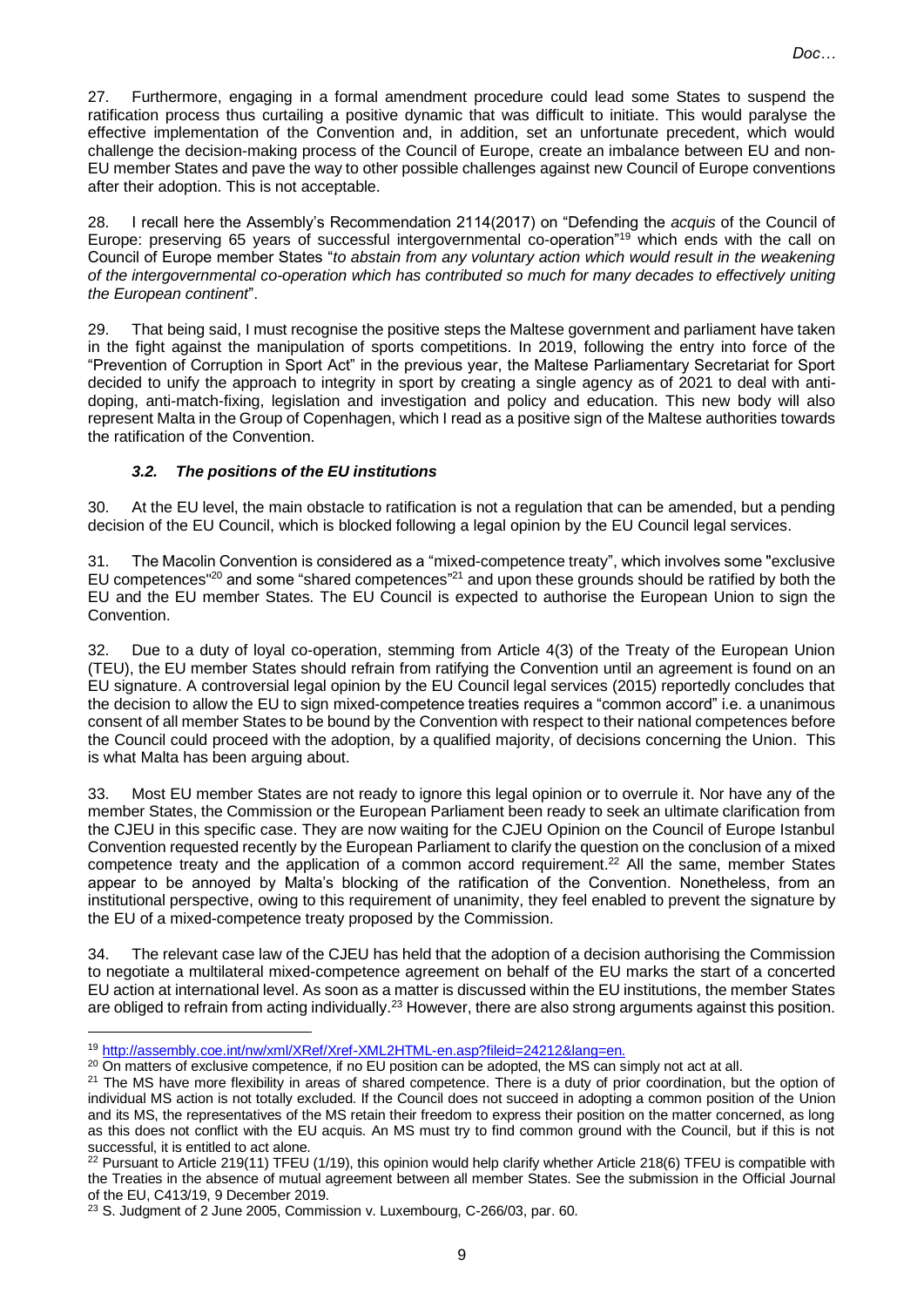27. Furthermore, engaging in a formal amendment procedure could lead some States to suspend the ratification process thus curtailing a positive dynamic that was difficult to initiate. This would paralyse the effective implementation of the Convention and, in addition, set an unfortunate precedent, which would challenge the decision-making process of the Council of Europe, create an imbalance between EU and non-EU member States and pave the way to other possible challenges against new Council of Europe conventions after their adoption. This is not acceptable.

28. I recall here the Assembly's Recommendation 2114(2017) on "Defending the *acquis* of the Council of Europe: preserving 65 years of successful intergovernmental co-operation"[19] which ends with the call on Council of Europe member States "*to abstain from any voluntary action which would result in the weakening of the intergovernmental co-operation which has contributed so much for many decades to effectively uniting the European continent*".

29. That being said, I must recognise the positive steps the Maltese government and parliament have taken in the fight against the manipulation of sports competitions. In 2019, following the entry into force of the "Prevention of Corruption in Sport Act" in the previous year, the Maltese Parliamentary Secretariat for Sport decided to unify the approach to integrity in sport by creating a single agency as of 2021 to deal with anti-doping, anti-match-fixing, legislation and investigation and policy and education. This new body will also represent Malta in the Group of Copenhagen, which I read as a positive sign of the Maltese authorities towards the ratification of the Convention.

### *3.2. The positions of the EU institutions*

30. At the EU level, the main obstacle to ratification is not a regulation that can be amended, but a pending decision of the EU Council, which is blocked following a legal opinion by the EU Council legal services.

31. The Macolin Convention is considered as a "mixed-competence treaty", which involves some "exclusive EU competences"[20] and some "shared competences"[21] and upon these grounds should be ratified by both the EU and the EU member States. The EU Council is expected to authorise the European Union to sign the Convention.

32. Due to a duty of loyal co-operation, stemming from Article 4(3) of the Treaty of the European Union (TEU), the EU member States should refrain from ratifying the Convention until an agreement is found on an EU signature. A controversial legal opinion by the EU Council legal services (2015) reportedly concludes that the decision to allow the EU to sign mixed-competence treaties requires a "common accord" i.e. a unanimous consent of all member States to be bound by the Convention with respect to their national competences before the Council could proceed with the adoption, by a qualified majority, of decisions concerning the Union. This is what Malta has been arguing about.

33. Most EU member States are not ready to ignore this legal opinion or to overrule it. Nor have any of the member States, the Commission or the European Parliament been ready to seek an ultimate clarification from the CJEU in this specific case. They are now waiting for the CJEU Opinion on the Council of Europe Istanbul Convention requested recently by the European Parliament to clarify the question on the conclusion of a mixed competence treaty and the application of a common accord requirement.[22] All the same, member States appear to be annoyed by Malta's blocking of the ratification of the Convention. Nonetheless, from an institutional perspective, owing to this requirement of unanimity, they feel enabled to prevent the signature by the EU of a mixed-competence treaty proposed by the Commission.

34. The relevant case law of the CJEU has held that the adoption of a decision authorising the Commission to negotiate a multilateral mixed-competence agreement on behalf of the EU marks the start of a concerted EU action at international level. As soon as a matter is discussed within the EU institutions, the member States are obliged to refrain from acting individually.[23] However, there are also strong arguments against this position.

---

[19] http://assembly.coe.int/nw/xml/XRef/Xref-XML2HTML-en.asp?fileid=24212&lang=en.

[20] On matters of exclusive competence, if no EU position can be adopted, the MS can simply not act at all.

[21] The MS have more flexibility in areas of shared competence. There is a duty of prior coordination, but the option of individual MS action is not totally excluded. If the Council does not succeed in adopting a common position of the Union and its MS, the representatives of the MS retain their freedom to express their position on the matter concerned, as long as this does not conflict with the EU acquis. An MS must try to find common ground with the Council, but if this is not successful, it is entitled to act alone.

[22] Pursuant to Article 219(11) TFEU (1/19), this opinion would help clarify whether Article 218(6) TFEU is compatible with the Treaties in the absence of mutual agreement between all member States. See the submission in the Official Journal of the EU, C413/19, 9 December 2019.

[23] S. Judgment of 2 June 2005, Commission v. Luxembourg, C-266/03, par. 60.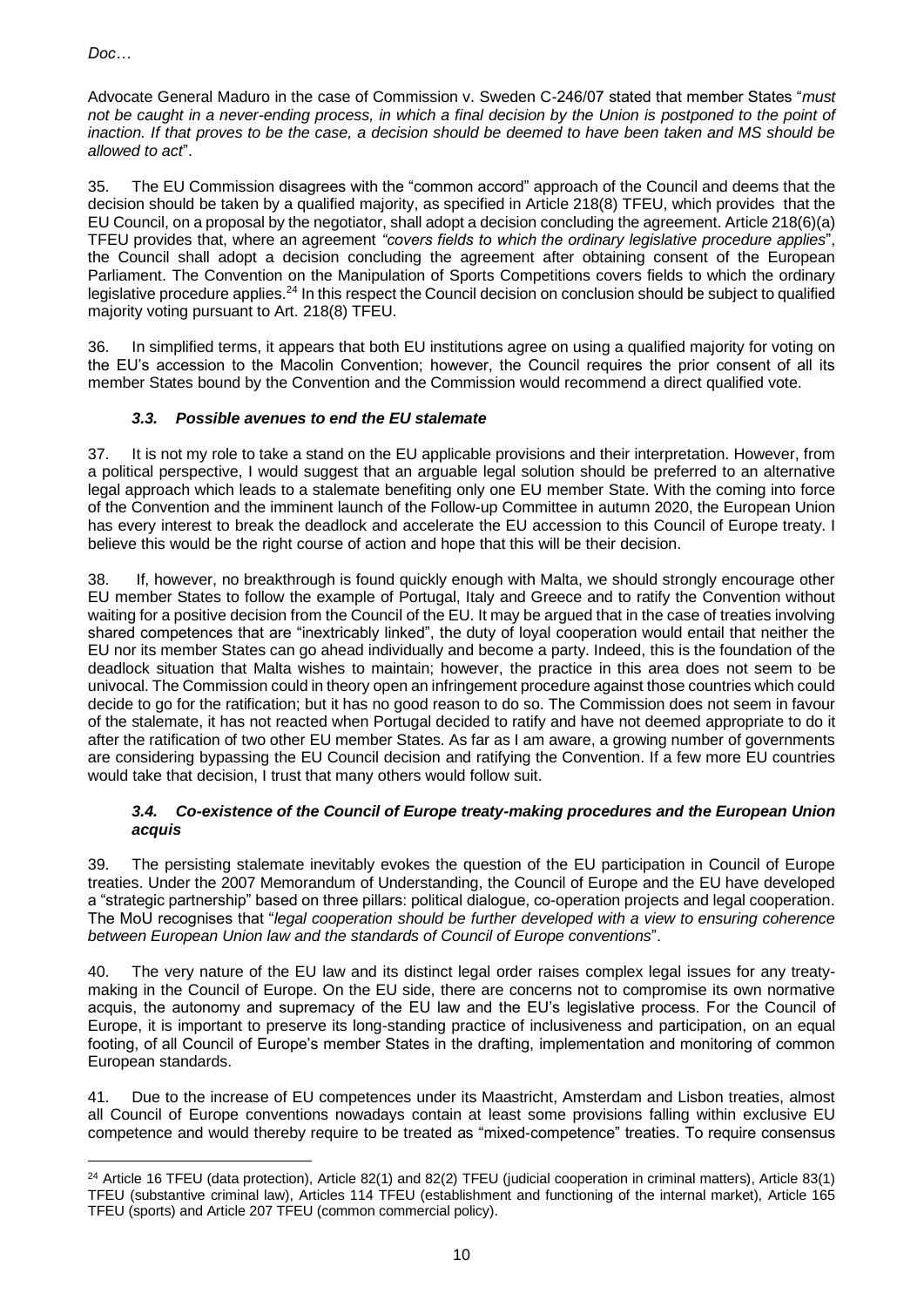*Doc…*

Advocate General Maduro in the case of Commission v. Sweden C-246/07 stated that member States "*must not be caught in a never-ending process, in which a final decision by the Union is postponed to the point of inaction. If that proves to be the case, a decision should be deemed to have been taken and MS should be allowed to act*".

35. The EU Commission disagrees with the "common accord" approach of the Council and deems that the decision should be taken by a qualified majority, as specified in Article 218(8) TFEU, which provides that the EU Council, on a proposal by the negotiator, shall adopt a decision concluding the agreement. Article 218(6)(a) TFEU provides that, where an agreement *"covers fields to which the ordinary legislative procedure applies*", the Council shall adopt a decision concluding the agreement after obtaining consent of the European Parliament. The Convention on the Manipulation of Sports Competitions covers fields to which the ordinary legislative procedure applies.[24] In this respect the Council decision on conclusion should be subject to qualified majority voting pursuant to Art. 218(8) TFEU.

36. In simplified terms, it appears that both EU institutions agree on using a qualified majority for voting on the EU's accession to the Macolin Convention; however, the Council requires the prior consent of all its member States bound by the Convention and the Commission would recommend a direct qualified vote.

### *3.3. Possible avenues to end the EU stalemate*

37. It is not my role to take a stand on the EU applicable provisions and their interpretation. However, from a political perspective, I would suggest that an arguable legal solution should be preferred to an alternative legal approach which leads to a stalemate benefiting only one EU member State. With the coming into force of the Convention and the imminent launch of the Follow-up Committee in autumn 2020, the European Union has every interest to break the deadlock and accelerate the EU accession to this Council of Europe treaty. I believe this would be the right course of action and hope that this will be their decision.

38. If, however, no breakthrough is found quickly enough with Malta, we should strongly encourage other EU member States to follow the example of Portugal, Italy and Greece and to ratify the Convention without waiting for a positive decision from the Council of the EU. It may be argued that in the case of treaties involving shared competences that are "inextricably linked", the duty of loyal cooperation would entail that neither the EU nor its member States can go ahead individually and become a party. Indeed, this is the foundation of the deadlock situation that Malta wishes to maintain; however, the practice in this area does not seem to be univocal. The Commission could in theory open an infringement procedure against those countries which could decide to go for the ratification; but it has no good reason to do so. The Commission does not seem in favour of the stalemate, it has not reacted when Portugal decided to ratify and have not deemed appropriate to do it after the ratification of two other EU member States. As far as I am aware, a growing number of governments are considering bypassing the EU Council decision and ratifying the Convention. If a few more EU countries would take that decision, I trust that many others would follow suit.

### *3.4. Co-existence of the Council of Europe treaty-making procedures and the European Union acquis*

39. The persisting stalemate inevitably evokes the question of the EU participation in Council of Europe treaties. Under the 2007 Memorandum of Understanding, the Council of Europe and the EU have developed a "strategic partnership" based on three pillars: political dialogue, co-operation projects and legal cooperation. The MoU recognises that "*legal cooperation should be further developed with a view to ensuring coherence between European Union law and the standards of Council of Europe conventions*".

40. The very nature of the EU law and its distinct legal order raises complex legal issues for any treaty-making in the Council of Europe. On the EU side, there are concerns not to compromise its own normative acquis, the autonomy and supremacy of the EU law and the EU's legislative process. For the Council of Europe, it is important to preserve its long-standing practice of inclusiveness and participation, on an equal footing, of all Council of Europe's member States in the drafting, implementation and monitoring of common European standards.

41. Due to the increase of EU competences under its Maastricht, Amsterdam and Lisbon treaties, almost all Council of Europe conventions nowadays contain at least some provisions falling within exclusive EU competence and would thereby require to be treated as "mixed-competence" treaties. To require consensus

---

[24] Article 16 TFEU (data protection), Article 82(1) and 82(2) TFEU (judicial cooperation in criminal matters), Article 83(1) TFEU (substantive criminal law), Articles 114 TFEU (establishment and functioning of the internal market), Article 165 TFEU (sports) and Article 207 TFEU (common commercial policy).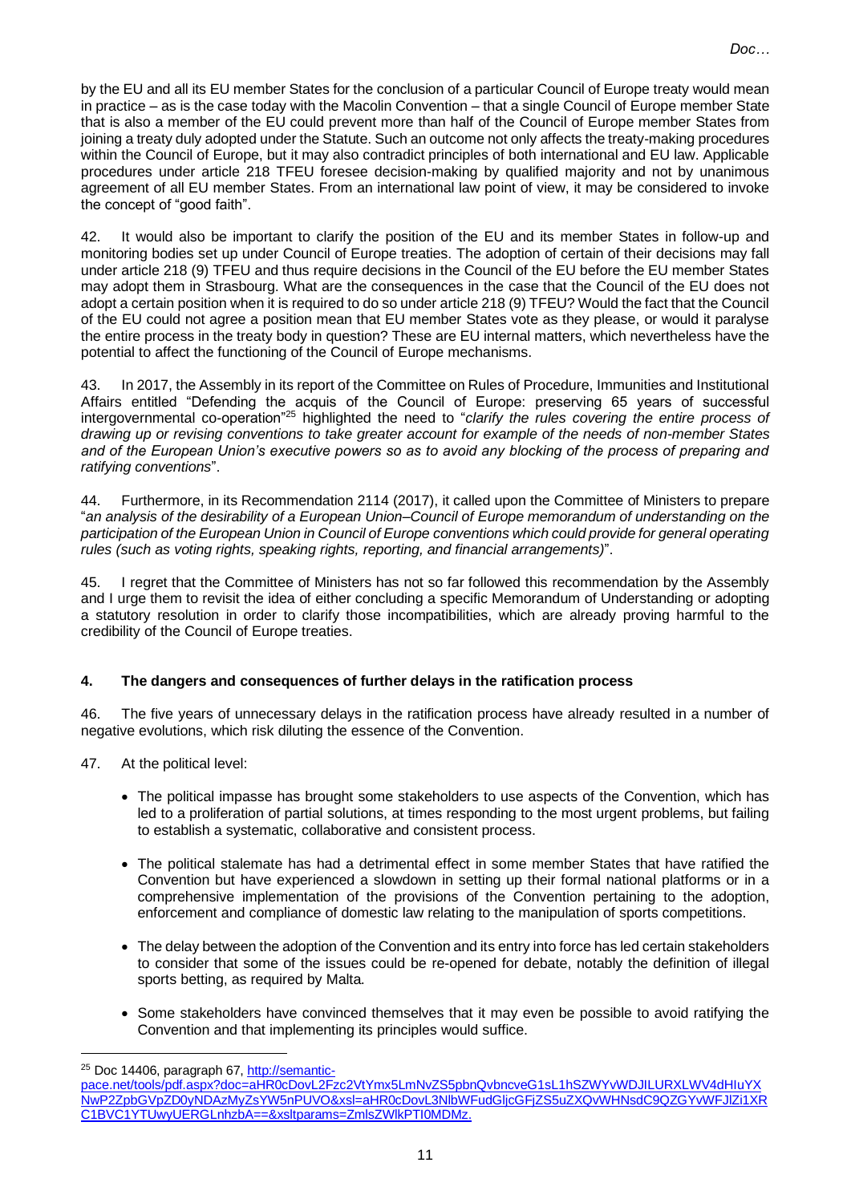by the EU and all its EU member States for the conclusion of a particular Council of Europe treaty would mean in practice – as is the case today with the Macolin Convention – that a single Council of Europe member State that is also a member of the EU could prevent more than half of the Council of Europe member States from joining a treaty duly adopted under the Statute. Such an outcome not only affects the treaty-making procedures within the Council of Europe, but it may also contradict principles of both international and EU law. Applicable procedures under article 218 TFEU foresee decision-making by qualified majority and not by unanimous agreement of all EU member States. From an international law point of view, it may be considered to invoke the concept of "good faith".

42. It would also be important to clarify the position of the EU and its member States in follow-up and monitoring bodies set up under Council of Europe treaties. The adoption of certain of their decisions may fall under article 218 (9) TFEU and thus require decisions in the Council of the EU before the EU member States may adopt them in Strasbourg. What are the consequences in the case that the Council of the EU does not adopt a certain position when it is required to do so under article 218 (9) TFEU? Would the fact that the Council of the EU could not agree a position mean that EU member States vote as they please, or would it paralyse the entire process in the treaty body in question? These are EU internal matters, which nevertheless have the potential to affect the functioning of the Council of Europe mechanisms.

43. In 2017, the Assembly in its report of the Committee on Rules of Procedure, Immunities and Institutional Affairs entitled "Defending the acquis of the Council of Europe: preserving 65 years of successful intergovernmental co-operation"[25] highlighted the need to "*clarify the rules covering the entire process of drawing up or revising conventions to take greater account for example of the needs of non-member States and of the European Union's executive powers so as to avoid any blocking of the process of preparing and ratifying conventions*".

44. Furthermore, in its Recommendation 2114 (2017), it called upon the Committee of Ministers to prepare "*an analysis of the desirability of a European Union–Council of Europe memorandum of understanding on the participation of the European Union in Council of Europe conventions which could provide for general operating rules (such as voting rights, speaking rights, reporting, and financial arrangements)*".

45. I regret that the Committee of Ministers has not so far followed this recommendation by the Assembly and I urge them to revisit the idea of either concluding a specific Memorandum of Understanding or adopting a statutory resolution in order to clarify those incompatibilities, which are already proving harmful to the credibility of the Council of Europe treaties.

## 4. The dangers and consequences of further delays in the ratification process

46. The five years of unnecessary delays in the ratification process have already resulted in a number of negative evolutions, which risk diluting the essence of the Convention.

47. At the political level:

- The political impasse has brought some stakeholders to use aspects of the Convention, which has led to a proliferation of partial solutions, at times responding to the most urgent problems, but failing to establish a systematic, collaborative and consistent process.
- The political stalemate has had a detrimental effect in some member States that have ratified the Convention but have experienced a slowdown in setting up their formal national platforms or in a comprehensive implementation of the provisions of the Convention pertaining to the adoption, enforcement and compliance of domestic law relating to the manipulation of sports competitions.
- The delay between the adoption of the Convention and its entry into force has led certain stakeholders to consider that some of the issues could be re-opened for debate, notably the definition of illegal sports betting, as required by Malta.
- Some stakeholders have convinced themselves that it may even be possible to avoid ratifying the Convention and that implementing its principles would suffice.

---

[25] Doc 14406, paragraph 67, http://semantic-pace.net/tools/pdf.aspx?doc=aHR0cDovL2Fzc2VtYmx5LmNvZS5pbnQvbncveG1sL1hSZWYvWDJILURXLWV4dHIuYXNwP2ZpbGVpZD0yNDAzMyZsYW5nPUVO&xsl=aHR0cDovL3NlbWFudGljcGFjZS5uZXQvWHNsdC9QZGYvWFJlZi1XRC1BVC1YTUwyUERGLnhzbA==&xsltparams=ZmlsZWlkPTI0MDMz.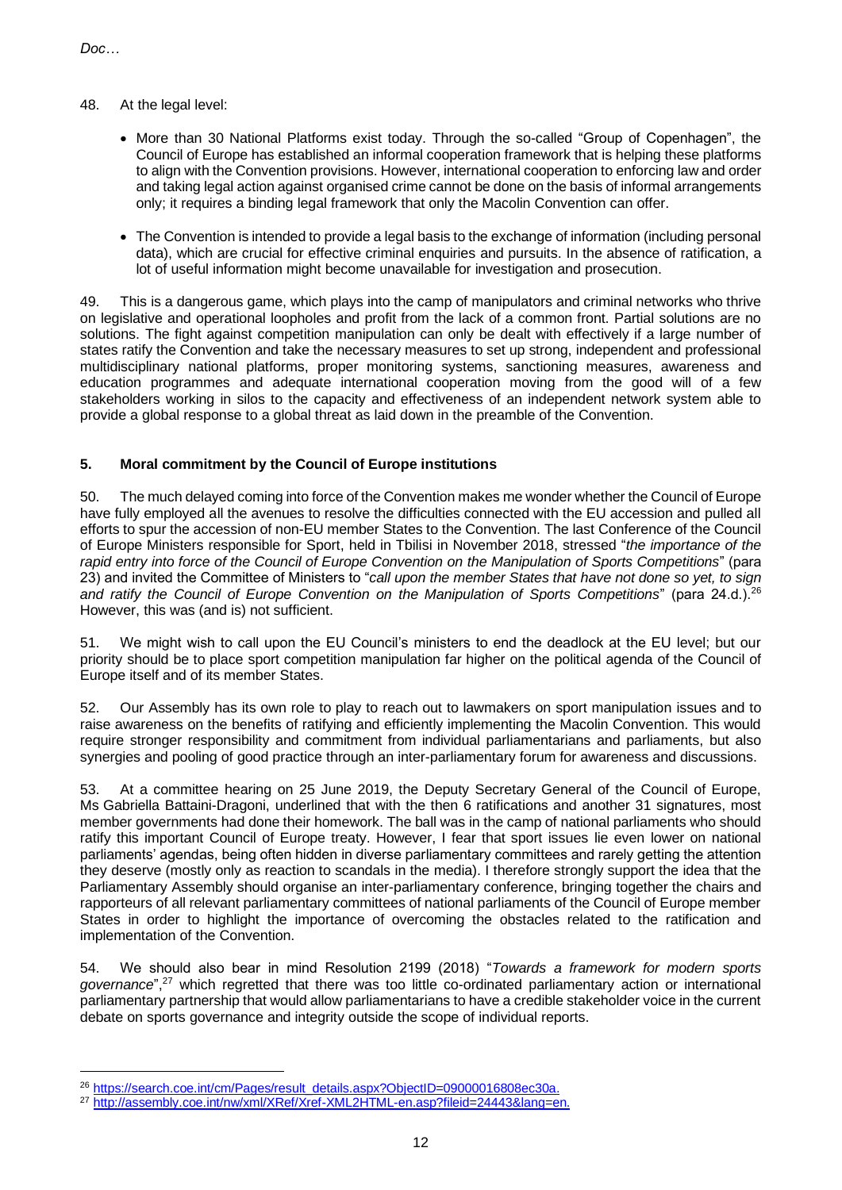48. At the legal level:

- More than 30 National Platforms exist today. Through the so-called "Group of Copenhagen", the Council of Europe has established an informal cooperation framework that is helping these platforms to align with the Convention provisions. However, international cooperation to enforcing law and order and taking legal action against organised crime cannot be done on the basis of informal arrangements only; it requires a binding legal framework that only the Macolin Convention can offer.

- The Convention is intended to provide a legal basis to the exchange of information (including personal data), which are crucial for effective criminal enquiries and pursuits. In the absence of ratification, a lot of useful information might become unavailable for investigation and prosecution.

49. This is a dangerous game, which plays into the camp of manipulators and criminal networks who thrive on legislative and operational loopholes and profit from the lack of a common front. Partial solutions are no solutions. The fight against competition manipulation can only be dealt with effectively if a large number of states ratify the Convention and take the necessary measures to set up strong, independent and professional multidisciplinary national platforms, proper monitoring systems, sanctioning measures, awareness and education programmes and adequate international cooperation moving from the good will of a few stakeholders working in silos to the capacity and effectiveness of an independent network system able to provide a global response to a global threat as laid down in the preamble of the Convention.

## 5. Moral commitment by the Council of Europe institutions

50. The much delayed coming into force of the Convention makes me wonder whether the Council of Europe have fully employed all the avenues to resolve the difficulties connected with the EU accession and pulled all efforts to spur the accession of non-EU member States to the Convention. The last Conference of the Council of Europe Ministers responsible for Sport, held in Tbilisi in November 2018, stressed "*the importance of the rapid entry into force of the Council of Europe Convention on the Manipulation of Sports Competitions*" (para 23) and invited the Committee of Ministers to "*call upon the member States that have not done so yet, to sign and ratify the Council of Europe Convention on the Manipulation of Sports Competitions*" (para 24.d.).[26] However, this was (and is) not sufficient.

51. We might wish to call upon the EU Council's ministers to end the deadlock at the EU level; but our priority should be to place sport competition manipulation far higher on the political agenda of the Council of Europe itself and of its member States.

52. Our Assembly has its own role to play to reach out to lawmakers on sport manipulation issues and to raise awareness on the benefits of ratifying and efficiently implementing the Macolin Convention. This would require stronger responsibility and commitment from individual parliamentarians and parliaments, but also synergies and pooling of good practice through an inter-parliamentary forum for awareness and discussions.

53. At a committee hearing on 25 June 2019, the Deputy Secretary General of the Council of Europe, Ms Gabriella Battaini-Dragoni, underlined that with the then 6 ratifications and another 31 signatures, most member governments had done their homework. The ball was in the camp of national parliaments who should ratify this important Council of Europe treaty. However, I fear that sport issues lie even lower on national parliaments' agendas, being often hidden in diverse parliamentary committees and rarely getting the attention they deserve (mostly only as reaction to scandals in the media). I therefore strongly support the idea that the Parliamentary Assembly should organise an inter-parliamentary conference, bringing together the chairs and rapporteurs of all relevant parliamentary committees of national parliaments of the Council of Europe member States in order to highlight the importance of overcoming the obstacles related to the ratification and implementation of the Convention.

54. We should also bear in mind Resolution 2199 (2018) "*Towards a framework for modern sports governance*",[27] which regretted that there was too little co-ordinated parliamentary action or international parliamentary partnership that would allow parliamentarians to have a credible stakeholder voice in the current debate on sports governance and integrity outside the scope of individual reports.

---

[26] https://search.coe.int/cm/Pages/result_details.aspx?ObjectID=09000016808ec30a.

[27] http://assembly.coe.int/nw/xml/XRef/Xref-XML2HTML-en.asp?fileid=24443&lang=en.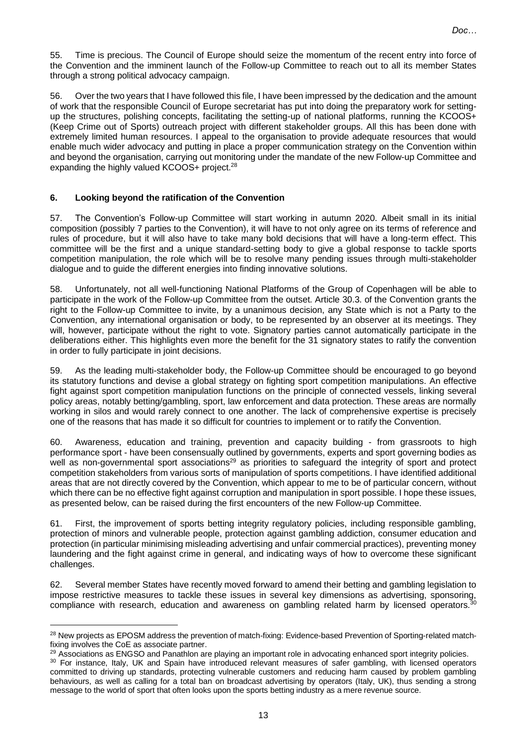55. Time is precious. The Council of Europe should seize the momentum of the recent entry into force of the Convention and the imminent launch of the Follow-up Committee to reach out to all its member States through a strong political advocacy campaign.

56. Over the two years that I have followed this file, I have been impressed by the dedication and the amount of work that the responsible Council of Europe secretariat has put into doing the preparatory work for setting-up the structures, polishing concepts, facilitating the setting-up of national platforms, running the KCOOS+ (Keep Crime out of Sports) outreach project with different stakeholder groups. All this has been done with extremely limited human resources. I appeal to the organisation to provide adequate resources that would enable much wider advocacy and putting in place a proper communication strategy on the Convention within and beyond the organisation, carrying out monitoring under the mandate of the new Follow-up Committee and expanding the highly valued KCOOS+ project.[28]

## 6. Looking beyond the ratification of the Convention

57. The Convention's Follow-up Committee will start working in autumn 2020. Albeit small in its initial composition (possibly 7 parties to the Convention), it will have to not only agree on its terms of reference and rules of procedure, but it will also have to take many bold decisions that will have a long-term effect. This committee will be the first and a unique standard-setting body to give a global response to tackle sports competition manipulation, the role which will be to resolve many pending issues through multi-stakeholder dialogue and to guide the different energies into finding innovative solutions.

58. Unfortunately, not all well-functioning National Platforms of the Group of Copenhagen will be able to participate in the work of the Follow-up Committee from the outset. Article 30.3. of the Convention grants the right to the Follow-up Committee to invite, by a unanimous decision, any State which is not a Party to the Convention, any international organisation or body, to be represented by an observer at its meetings. They will, however, participate without the right to vote. Signatory parties cannot automatically participate in the deliberations either. This highlights even more the benefit for the 31 signatory states to ratify the convention in order to fully participate in joint decisions.

59. As the leading multi-stakeholder body, the Follow-up Committee should be encouraged to go beyond its statutory functions and devise a global strategy on fighting sport competition manipulations. An effective fight against sport competition manipulation functions on the principle of connected vessels, linking several policy areas, notably betting/gambling, sport, law enforcement and data protection. These areas are normally working in silos and would rarely connect to one another. The lack of comprehensive expertise is precisely one of the reasons that has made it so difficult for countries to implement or to ratify the Convention.

60. Awareness, education and training, prevention and capacity building - from grassroots to high performance sport - have been consensually outlined by governments, experts and sport governing bodies as well as non-governmental sport associations[29] as priorities to safeguard the integrity of sport and protect competition stakeholders from various sorts of manipulation of sports competitions. I have identified additional areas that are not directly covered by the Convention, which appear to me to be of particular concern, without which there can be no effective fight against corruption and manipulation in sport possible. I hope these issues, as presented below, can be raised during the first encounters of the new Follow-up Committee.

61. First, the improvement of sports betting integrity regulatory policies, including responsible gambling, protection of minors and vulnerable people, protection against gambling addiction, consumer education and protection (in particular minimising misleading advertising and unfair commercial practices), preventing money laundering and the fight against crime in general, and indicating ways of how to overcome these significant challenges.

62. Several member States have recently moved forward to amend their betting and gambling legislation to impose restrictive measures to tackle these issues in several key dimensions as advertising, sponsoring, compliance with research, education and awareness on gambling related harm by licensed operators.[30]

---

[28] New projects as EPOSM address the prevention of match-fixing: Evidence-based Prevention of Sporting-related match-fixing involves the CoE as associate partner.

[29] Associations as ENGSO and Panathlon are playing an important role in advocating enhanced sport integrity policies.

[30] For instance, Italy, UK and Spain have introduced relevant measures of safer gambling, with licensed operators committed to driving up standards, protecting vulnerable customers and reducing harm caused by problem gambling behaviours, as well as calling for a total ban on broadcast advertising by operators (Italy, UK), thus sending a strong message to the world of sport that often looks upon the sports betting industry as a mere revenue source.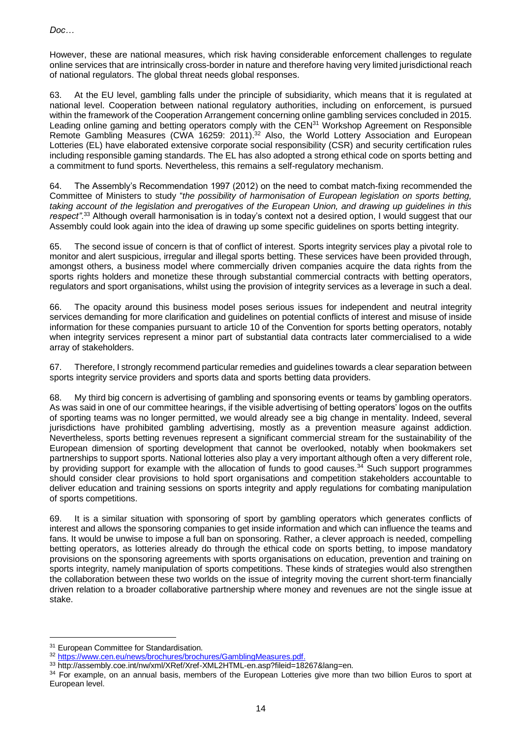However, these are national measures, which risk having considerable enforcement challenges to regulate online services that are intrinsically cross-border in nature and therefore having very limited jurisdictional reach of national regulators. The global threat needs global responses.

63. At the EU level, gambling falls under the principle of subsidiarity, which means that it is regulated at national level. Cooperation between national regulatory authorities, including on enforcement, is pursued within the framework of the Cooperation Arrangement concerning online gambling services concluded in 2015. Leading online gaming and betting operators comply with the CEN[31] Workshop Agreement on Responsible Remote Gambling Measures (CWA 16259: 2011).[32] Also, the World Lottery Association and European Lotteries (EL) have elaborated extensive corporate social responsibility (CSR) and security certification rules including responsible gaming standards. The EL has also adopted a strong ethical code on sports betting and a commitment to fund sports. Nevertheless, this remains a self-regulatory mechanism.

64. The Assembly's Recommendation 1997 (2012) on the need to combat match-fixing recommended the Committee of Ministers to study "*the possibility of harmonisation of European legislation on sports betting, taking account of the legislation and prerogatives of the European Union, and drawing up guidelines in this respect*".[33] Although overall harmonisation is in today's context not a desired option, I would suggest that our Assembly could look again into the idea of drawing up some specific guidelines on sports betting integrity.

65. The second issue of concern is that of conflict of interest. Sports integrity services play a pivotal role to monitor and alert suspicious, irregular and illegal sports betting. These services have been provided through, amongst others, a business model where commercially driven companies acquire the data rights from the sports rights holders and monetize these through substantial commercial contracts with betting operators, regulators and sport organisations, whilst using the provision of integrity services as a leverage in such a deal.

66. The opacity around this business model poses serious issues for independent and neutral integrity services demanding for more clarification and guidelines on potential conflicts of interest and misuse of inside information for these companies pursuant to article 10 of the Convention for sports betting operators, notably when integrity services represent a minor part of substantial data contracts later commercialised to a wide array of stakeholders.

67. Therefore, I strongly recommend particular remedies and guidelines towards a clear separation between sports integrity service providers and sports data and sports betting data providers.

68. My third big concern is advertising of gambling and sponsoring events or teams by gambling operators. As was said in one of our committee hearings, if the visible advertising of betting operators' logos on the outfits of sporting teams was no longer permitted, we would already see a big change in mentality. Indeed, several jurisdictions have prohibited gambling advertising, mostly as a prevention measure against addiction. Nevertheless, sports betting revenues represent a significant commercial stream for the sustainability of the European dimension of sporting development that cannot be overlooked, notably when bookmakers set partnerships to support sports. National lotteries also play a very important although often a very different role, by providing support for example with the allocation of funds to good causes.[34] Such support programmes should consider clear provisions to hold sport organisations and competition stakeholders accountable to deliver education and training sessions on sports integrity and apply regulations for combating manipulation of sports competitions.

69. It is a similar situation with sponsoring of sport by gambling operators which generates conflicts of interest and allows the sponsoring companies to get inside information and which can influence the teams and fans. It would be unwise to impose a full ban on sponsoring. Rather, a clever approach is needed, compelling betting operators, as lotteries already do through the ethical code on sports betting, to impose mandatory provisions on the sponsoring agreements with sports organisations on education, prevention and training on sports integrity, namely manipulation of sports competitions. These kinds of strategies would also strengthen the collaboration between these two worlds on the issue of integrity moving the current short-term financially driven relation to a broader collaborative partnership where money and revenues are not the single issue at stake.

---

[31] European Committee for Standardisation.

[32] https://www.cen.eu/news/brochures/brochures/GamblingMeasures.pdf.

[33] http://assembly.coe.int/nw/xml/XRef/Xref-XML2HTML-en.asp?fileid=18267&lang=en.

[34] For example, on an annual basis, members of the European Lotteries give more than two billion Euros to sport at European level.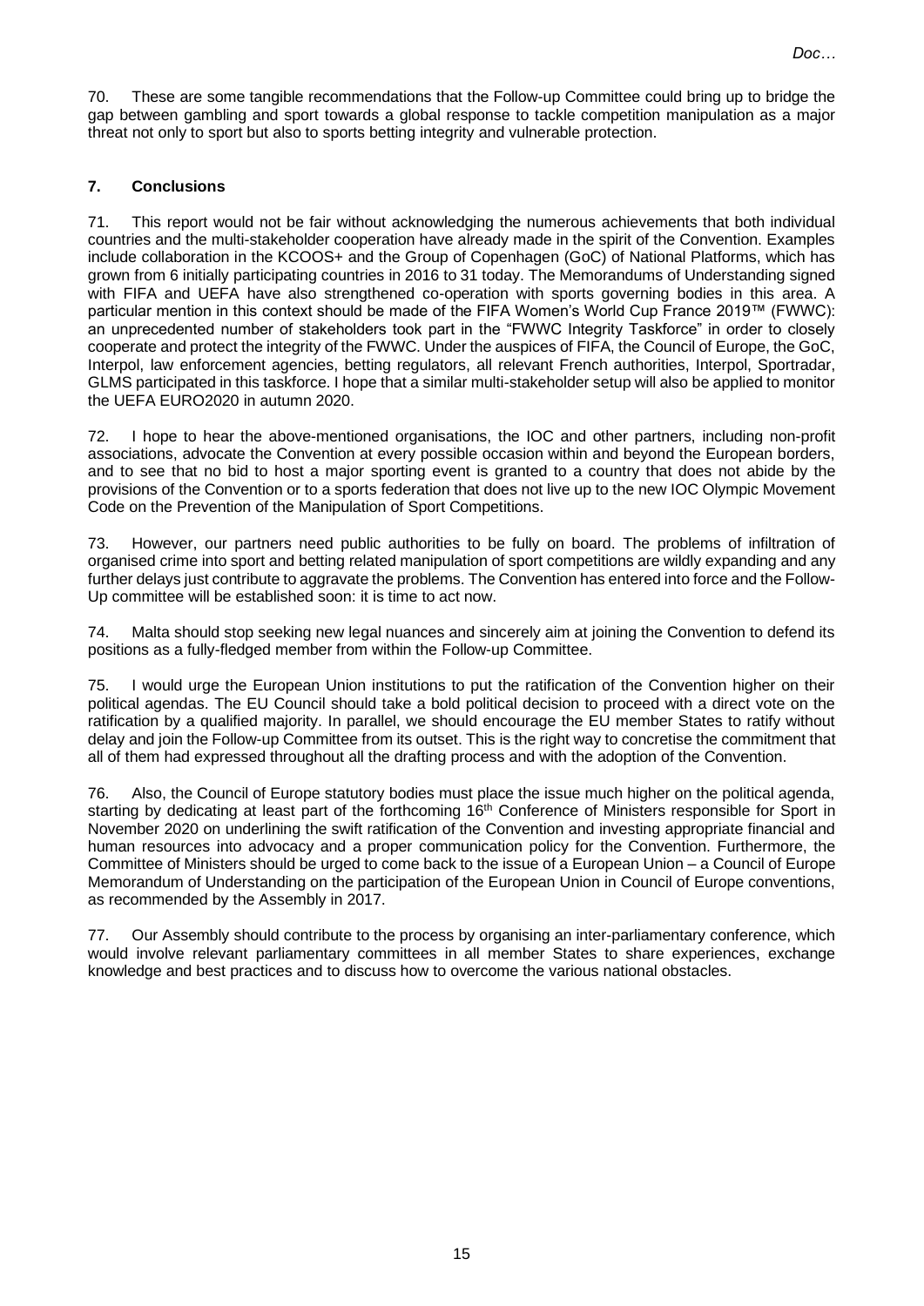70. These are some tangible recommendations that the Follow-up Committee could bring up to bridge the gap between gambling and sport towards a global response to tackle competition manipulation as a major threat not only to sport but also to sports betting integrity and vulnerable protection.

## 7. Conclusions

71. This report would not be fair without acknowledging the numerous achievements that both individual countries and the multi-stakeholder cooperation have already made in the spirit of the Convention. Examples include collaboration in the KCOOS+ and the Group of Copenhagen (GoC) of National Platforms, which has grown from 6 initially participating countries in 2016 to 31 today. The Memorandums of Understanding signed with FIFA and UEFA have also strengthened co-operation with sports governing bodies in this area. A particular mention in this context should be made of the FIFA Women's World Cup France 2019™ (FWWC): an unprecedented number of stakeholders took part in the "FWWC Integrity Taskforce" in order to closely cooperate and protect the integrity of the FWWC. Under the auspices of FIFA, the Council of Europe, the GoC, Interpol, law enforcement agencies, betting regulators, all relevant French authorities, Interpol, Sportradar, GLMS participated in this taskforce. I hope that a similar multi-stakeholder setup will also be applied to monitor the UEFA EURO2020 in autumn 2020.

72. I hope to hear the above-mentioned organisations, the IOC and other partners, including non-profit associations, advocate the Convention at every possible occasion within and beyond the European borders, and to see that no bid to host a major sporting event is granted to a country that does not abide by the provisions of the Convention or to a sports federation that does not live up to the new IOC Olympic Movement Code on the Prevention of the Manipulation of Sport Competitions.

73. However, our partners need public authorities to be fully on board. The problems of infiltration of organised crime into sport and betting related manipulation of sport competitions are wildly expanding and any further delays just contribute to aggravate the problems. The Convention has entered into force and the Follow-Up committee will be established soon: it is time to act now.

74. Malta should stop seeking new legal nuances and sincerely aim at joining the Convention to defend its positions as a fully-fledged member from within the Follow-up Committee.

75. I would urge the European Union institutions to put the ratification of the Convention higher on their political agendas. The EU Council should take a bold political decision to proceed with a direct vote on the ratification by a qualified majority. In parallel, we should encourage the EU member States to ratify without delay and join the Follow-up Committee from its outset. This is the right way to concretise the commitment that all of them had expressed throughout all the drafting process and with the adoption of the Convention.

76. Also, the Council of Europe statutory bodies must place the issue much higher on the political agenda, starting by dedicating at least part of the forthcoming 16th Conference of Ministers responsible for Sport in November 2020 on underlining the swift ratification of the Convention and investing appropriate financial and human resources into advocacy and a proper communication policy for the Convention. Furthermore, the Committee of Ministers should be urged to come back to the issue of a European Union – a Council of Europe Memorandum of Understanding on the participation of the European Union in Council of Europe conventions, as recommended by the Assembly in 2017.

77. Our Assembly should contribute to the process by organising an inter-parliamentary conference, which would involve relevant parliamentary committees in all member States to share experiences, exchange knowledge and best practices and to discuss how to overcome the various national obstacles.